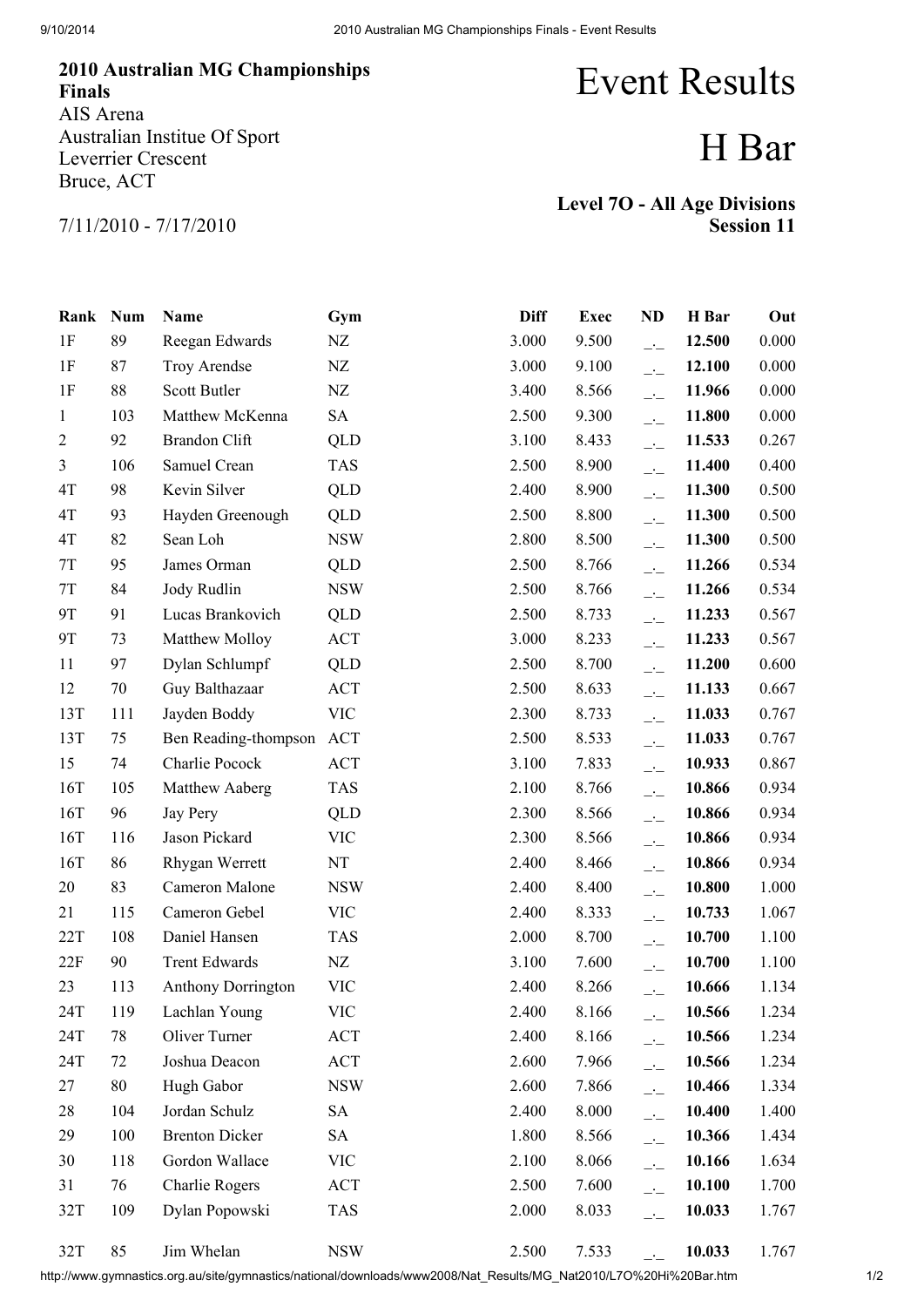**2010 Australian MG Championships Finals**
AIS Arena
Australian Institue Of Sport
Leverrier Crescent
Bruce, ACT

7/11/2010 - 7/17/2010

# Event Results

# H Bar

**Level 7O - All Age Divisions**
**Session 11**

| Rank | Num | Name | Gym | Diff | Exec | ND | H Bar | Out |
|---|---|---|---|---|---|---|---|---|
| 1F | 89 | Reegan Edwards | NZ | 3.000 | 9.500 | _._ | **12.500** | 0.000 |
| 1F | 87 | Troy Arendse | NZ | 3.000 | 9.100 | _._ | **12.100** | 0.000 |
| 1F | 88 | Scott Butler | NZ | 3.400 | 8.566 | _._ | **11.966** | 0.000 |
| 1 | 103 | Matthew McKenna | SA | 2.500 | 9.300 | _._ | **11.800** | 0.000 |
| 2 | 92 | Brandon Clift | QLD | 3.100 | 8.433 | _._ | **11.533** | 0.267 |
| 3 | 106 | Samuel Crean | TAS | 2.500 | 8.900 | _._ | **11.400** | 0.400 |
| 4T | 98 | Kevin Silver | QLD | 2.400 | 8.900 | _._ | **11.300** | 0.500 |
| 4T | 93 | Hayden Greenough | QLD | 2.500 | 8.800 | _._ | **11.300** | 0.500 |
| 4T | 82 | Sean Loh | NSW | 2.800 | 8.500 | _._ | **11.300** | 0.500 |
| 7T | 95 | James Orman | QLD | 2.500 | 8.766 | _._ | **11.266** | 0.534 |
| 7T | 84 | Jody Rudlin | NSW | 2.500 | 8.766 | _._ | **11.266** | 0.534 |
| 9T | 91 | Lucas Brankovich | QLD | 2.500 | 8.733 | _._ | **11.233** | 0.567 |
| 9T | 73 | Matthew Molloy | ACT | 3.000 | 8.233 | _._ | **11.233** | 0.567 |
| 11 | 97 | Dylan Schlumpf | QLD | 2.500 | 8.700 | _._ | **11.200** | 0.600 |
| 12 | 70 | Guy Balthazaar | ACT | 2.500 | 8.633 | _._ | **11.133** | 0.667 |
| 13T | 111 | Jayden Boddy | VIC | 2.300 | 8.733 | _._ | **11.033** | 0.767 |
| 13T | 75 | Ben Reading-thompson | ACT | 2.500 | 8.533 | _._ | **11.033** | 0.767 |
| 15 | 74 | Charlie Pocock | ACT | 3.100 | 7.833 | _._ | **10.933** | 0.867 |
| 16T | 105 | Matthew Aaberg | TAS | 2.100 | 8.766 | _._ | **10.866** | 0.934 |
| 16T | 96 | Jay Pery | QLD | 2.300 | 8.566 | _._ | **10.866** | 0.934 |
| 16T | 116 | Jason Pickard | VIC | 2.300 | 8.566 | _._ | **10.866** | 0.934 |
| 16T | 86 | Rhygan Werrett | NT | 2.400 | 8.466 | _._ | **10.866** | 0.934 |
| 20 | 83 | Cameron Malone | NSW | 2.400 | 8.400 | _._ | **10.800** | 1.000 |
| 21 | 115 | Cameron Gebel | VIC | 2.400 | 8.333 | _._ | **10.733** | 1.067 |
| 22T | 108 | Daniel Hansen | TAS | 2.000 | 8.700 | _._ | **10.700** | 1.100 |
| 22F | 90 | Trent Edwards | NZ | 3.100 | 7.600 | _._ | **10.700** | 1.100 |
| 23 | 113 | Anthony Dorrington | VIC | 2.400 | 8.266 | _._ | **10.666** | 1.134 |
| 24T | 119 | Lachlan Young | VIC | 2.400 | 8.166 | _._ | **10.566** | 1.234 |
| 24T | 78 | Oliver Turner | ACT | 2.400 | 8.166 | _._ | **10.566** | 1.234 |
| 24T | 72 | Joshua Deacon | ACT | 2.600 | 7.966 | _._ | **10.566** | 1.234 |
| 27 | 80 | Hugh Gabor | NSW | 2.600 | 7.866 | _._ | **10.466** | 1.334 |
| 28 | 104 | Jordan Schulz | SA | 2.400 | 8.000 | _._ | **10.400** | 1.400 |
| 29 | 100 | Brenton Dicker | SA | 1.800 | 8.566 | _._ | **10.366** | 1.434 |
| 30 | 118 | Gordon Wallace | VIC | 2.100 | 8.066 | _._ | **10.166** | 1.634 |
| 31 | 76 | Charlie Rogers | ACT | 2.500 | 7.600 | _._ | **10.100** | 1.700 |
| 32T | 109 | Dylan Popowski | TAS | 2.000 | 8.033 | _._ | **10.033** | 1.767 |
| 32T | 85 | Jim Whelan | NSW | 2.500 | 7.533 | _._ | **10.033** | 1.767 |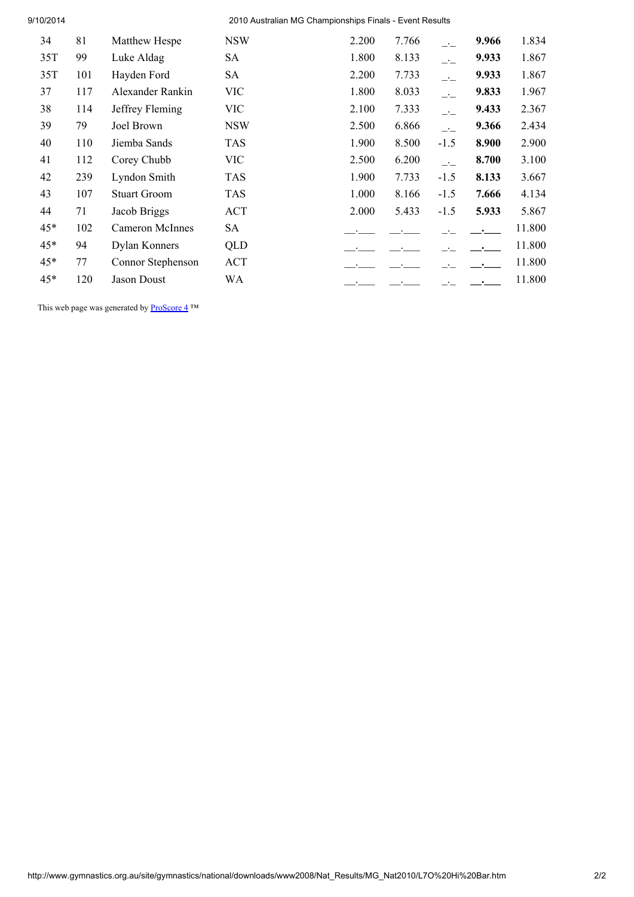| | | | | | | | | |
|---|---|---|---|---|---|---|---|---|
| 34 | 81 | Matthew Hespe | NSW | 2.200 | 7.766 | _._ | **9.966** | 1.834 |
| 35T | 99 | Luke Aldag | SA | 1.800 | 8.133 | _._ | **9.933** | 1.867 |
| 35T | 101 | Hayden Ford | SA | 2.200 | 7.733 | _._ | **9.933** | 1.867 |
| 37 | 117 | Alexander Rankin | VIC | 1.800 | 8.033 | _._ | **9.833** | 1.967 |
| 38 | 114 | Jeffrey Fleming | VIC | 2.100 | 7.333 | _._ | **9.433** | 2.367 |
| 39 | 79 | Joel Brown | NSW | 2.500 | 6.866 | _._ | **9.366** | 2.434 |
| 40 | 110 | Jiemba Sands | TAS | 1.900 | 8.500 | -1.5 | **8.900** | 2.900 |
| 41 | 112 | Corey Chubb | VIC | 2.500 | 6.200 | _._ | **8.700** | 3.100 |
| 42 | 239 | Lyndon Smith | TAS | 1.900 | 7.733 | -1.5 | **8.133** | 3.667 |
| 43 | 107 | Stuart Groom | TAS | 1.000 | 8.166 | -1.5 | **7.666** | 4.134 |
| 44 | 71 | Jacob Briggs | ACT | 2.000 | 5.433 | -1.5 | **5.933** | 5.867 |
| 45* | 102 | Cameron McInnes | SA | __.___ | __.___ | _._ | **__.___** | 11.800 |
| 45* | 94 | Dylan Konners | QLD | __.___ | __.___ | _._ | **__.___** | 11.800 |
| 45* | 77 | Connor Stephenson | ACT | __.___ | __.___ | _._ | **__.___** | 11.800 |
| 45* | 120 | Jason Doust | WA | __.___ | __.___ | _._ | **__.___** | 11.800 |

This web page was generated by ProScore 4 ™